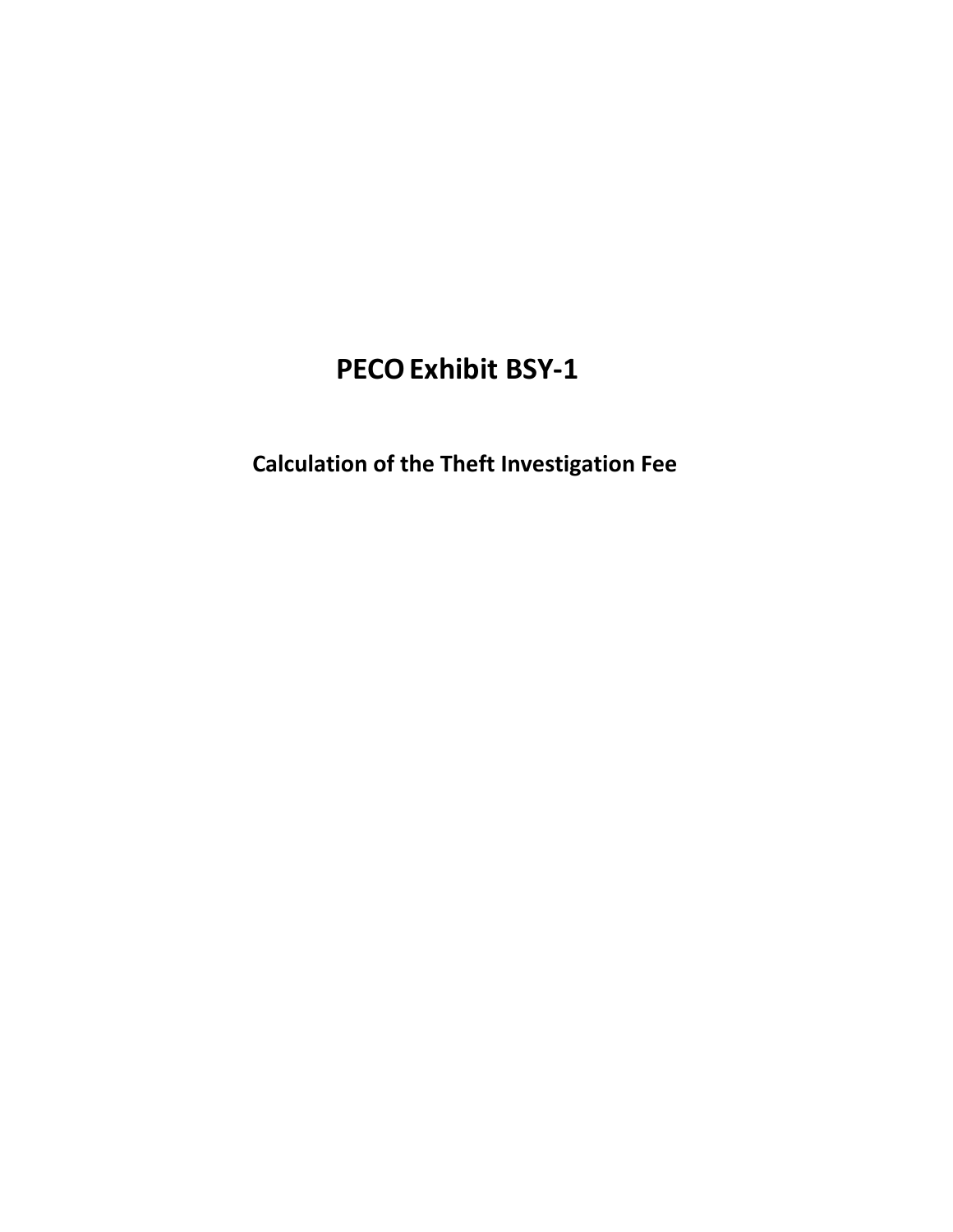# PECO Exhibit BSY-1

## Calculation of the Theft Investigation Fee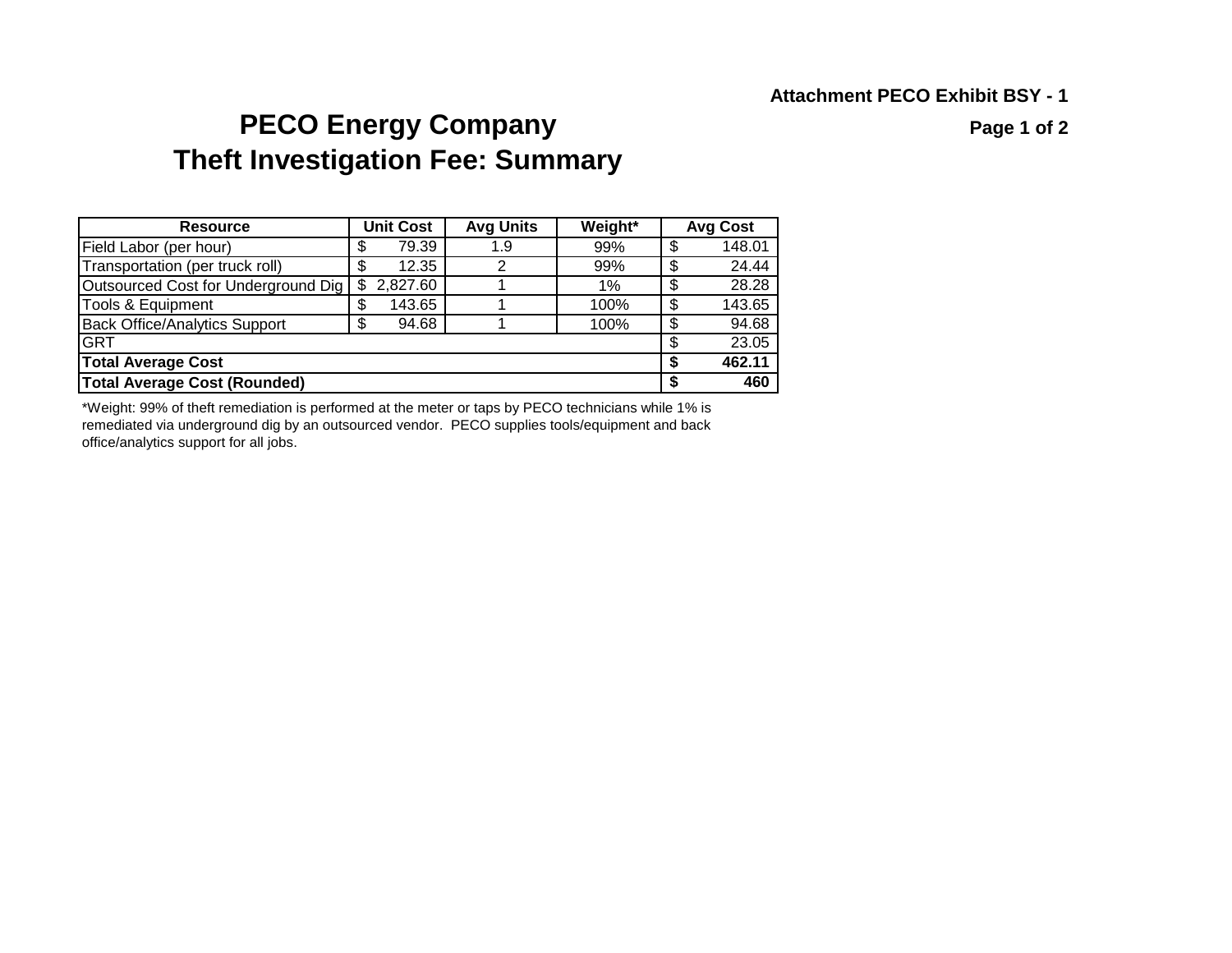Attachment PECO Exhibit BSY - 1

# PECO Energy Company
# Theft Investigation Fee: Summary

| Resource | Unit Cost | Avg Units | Weight* | Avg Cost |
|---|---|---|---|---|
| Field Labor (per hour) | $ 79.39 | 1.9 | 99% | $ 148.01 |
| Transportation (per truck roll) | $ 12.35 | 2 | 99% | $ 24.44 |
| Outsourced Cost for Underground Dig | $ 2,827.60 | 1 | 1% | $ 28.28 |
| Tools & Equipment | $ 143.65 | 1 | 100% | $ 143.65 |
| Back Office/Analytics Support | $ 94.68 | 1 | 100% | $ 94.68 |
| GRT | | | | $ 23.05 |
| **Total Average Cost** | | | | **$ 462.11** |
| **Total Average Cost (Rounded)** | | | | **$ 460** |

*Weight: 99% of theft remediation is performed at the meter or taps by PECO technicians while 1% is remediated via underground dig by an outsourced vendor. PECO supplies tools/equipment and back office/analytics support for all jobs.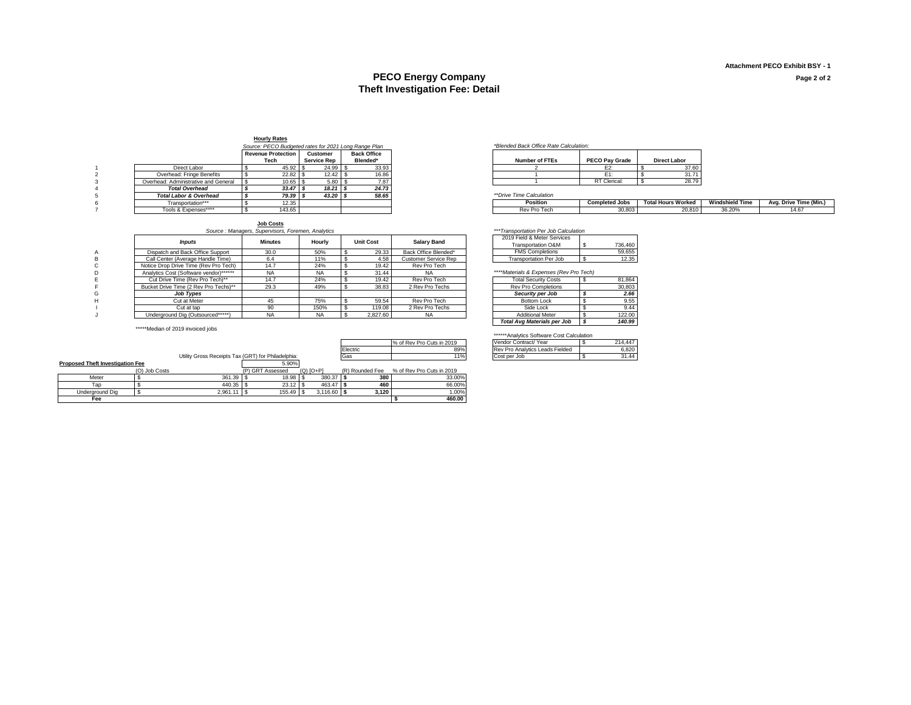Attachment PECO Exhibit BSY - 1

# PECO Energy Company
## Theft Investigation Fee: Detail

**Hourly Rates**

*Source: PECO Budgeted rates for 2021 Long Range Plan*

| | | Revenue Protection Tech | Customer Service Rep | Back Office Blended* |
|---|---|---|---|---|
| 1 | Direct Labor | $ 45.92 | $ 24.99 | $ 33.93 |
| 2 | Overhead: Fringe Benefits | $ 22.82 | $ 12.42 | $ 16.86 |
| 3 | Overhead: Administrative and General | $ 10.65 | $ 5.80 | $ 7.87 |
| 4 | ***Total Overhead*** | ***$ 33.47*** | ***$ 18.21*** | ***$ 24.73*** |
| 5 | ***Total Labor & Overhead*** | ***$ 79.39*** | ***$ 43.20*** | ***$ 58.65*** |
| 6 | Transportation*** | $ 12.35 | | |
| 7 | Tools & Expenses**** | $ 143.65 | | |

**Job Costs**

*Source : Managers, Supervisors, Foremen, Analytics*

| | *Inputs* | Minutes | Hourly | Unit Cost | Salary Band |
|---|---|---|---|---|---|
| A | Dispatch and Back Office Support | 30.0 | 50% | $ 29.33 | Back Office Blended* |
| B | Call Center (Average Handle Time) | 6.4 | 11% | $ 4.58 | Customer Service Rep |
| C | Notice Drop Drive Time (Rev Pro Tech) | 14.7 | 24% | $ 19.42 | Rev Pro Tech |
| D | Analytics Cost (Software vendor)****** | NA | NA | $ 31.44 | NA |
| E | Cut Drive Time (Rev Pro Tech)** | 14.7 | 24% | $ 19.42 | Rev Pro Tech |
| F | Bucket Drive Time (2 Rev Pro Techs)** | 29.3 | 49% | $ 38.83 | 2 Rev Pro Techs |
| G | ***Job Types*** | | | | |
| H | Cut at Meter | 45 | 75% | $ 59.54 | Rev Pro Tech |
| I | Cut at tap | 90 | 150% | $ 119.08 | 2 Rev Pro Techs |
| J | Underground Dig (Outsourced*****) | NA | NA | $ 2,827.60 | NA |

*****Median of 2019 invoiced jobs

| | % of Rev Pro Cuts in 2019 |
|---|---|
| Electric | 89% |
| Gas | 11% |

Utility Gross Receipts Tax (GRT) for Philadelphia: 5.90%

**Proposed Theft Investigation Fee**

| | (O) Job Costs | (P) GRT Assessed | (Q) [O+P] | (R) Rounded Fee | % of Rev Pro Cuts in 2019 |
|---|---|---|---|---|---|
| Meter | $ 361.39 | $ 18.98 | $ 380.37 | **$ 380** | 33.00% |
| Tap | $ 440.35 | $ 23.12 | $ 463.47 | **$ 460** | 66.00% |
| Underground Dig | $ 2,961.11 | $ 155.49 | $ 3,116.60 | **$ 3,120** | 1.00% |
| **Fee** | | | | | **$ 460.00** |

*\*Blended Back Office Rate Calculation:*

| Number of FTEs | PECO Pay Grade | Direct Labor |
|---|---|---|
| 2 | E2: | $ 37.60 |
| 1 | E1: | $ 31.71 |
| 1 | RT Clerical: | $ 28.79 |

*\*\*Drive Time Calculation*

| Position | Completed Jobs | Total Hours Worked | Windshield Time | Avg. Drive Time (Min.) |
|---|---|---|---|---|
| Rev Pro Tech | 30,803 | 20,810 | 36.20% | 14.67 |

*\*\*\*Transportation Per Job Calculation*

| | |
|---|---|
| 2019 Field & Meter Services Transportation O&M | $ 736,460 |
| FMS Completions | 59,655 |
| Transportation Per Job | $ 12.35 |

*\*\*\*\*Materials & Expenses (Rev Pro Tech)*

| | |
|---|---|
| Total Security Costs | $ 81,864 |
| Rev Pro Completions | 30,803 |
| ***Security per Job*** | ***$ 2.66*** |
| Bottom Lock | $ 9.55 |
| Side Lock | $ 9.44 |
| Additional Meter | $ 122.00 |
| ***Total Avg Materials per Job*** | ***$ 140.99*** |

******Analytics Software Cost Calculation

| | |
|---|---|
| Vendor Contract/ Year | $ 214,447 |
| Rev Pro Analytics Leads Fielded | 6,820 |
| Cost per Job | $ 31.44 |